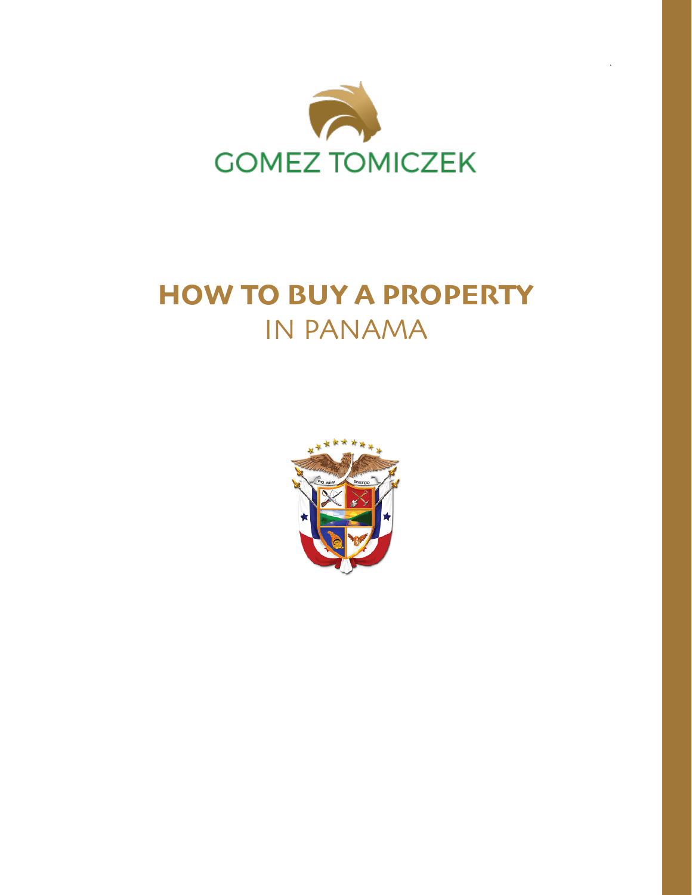GOMEZ TOMICZEK

# HOW TO BUY A PROPERTY
IN PANAMA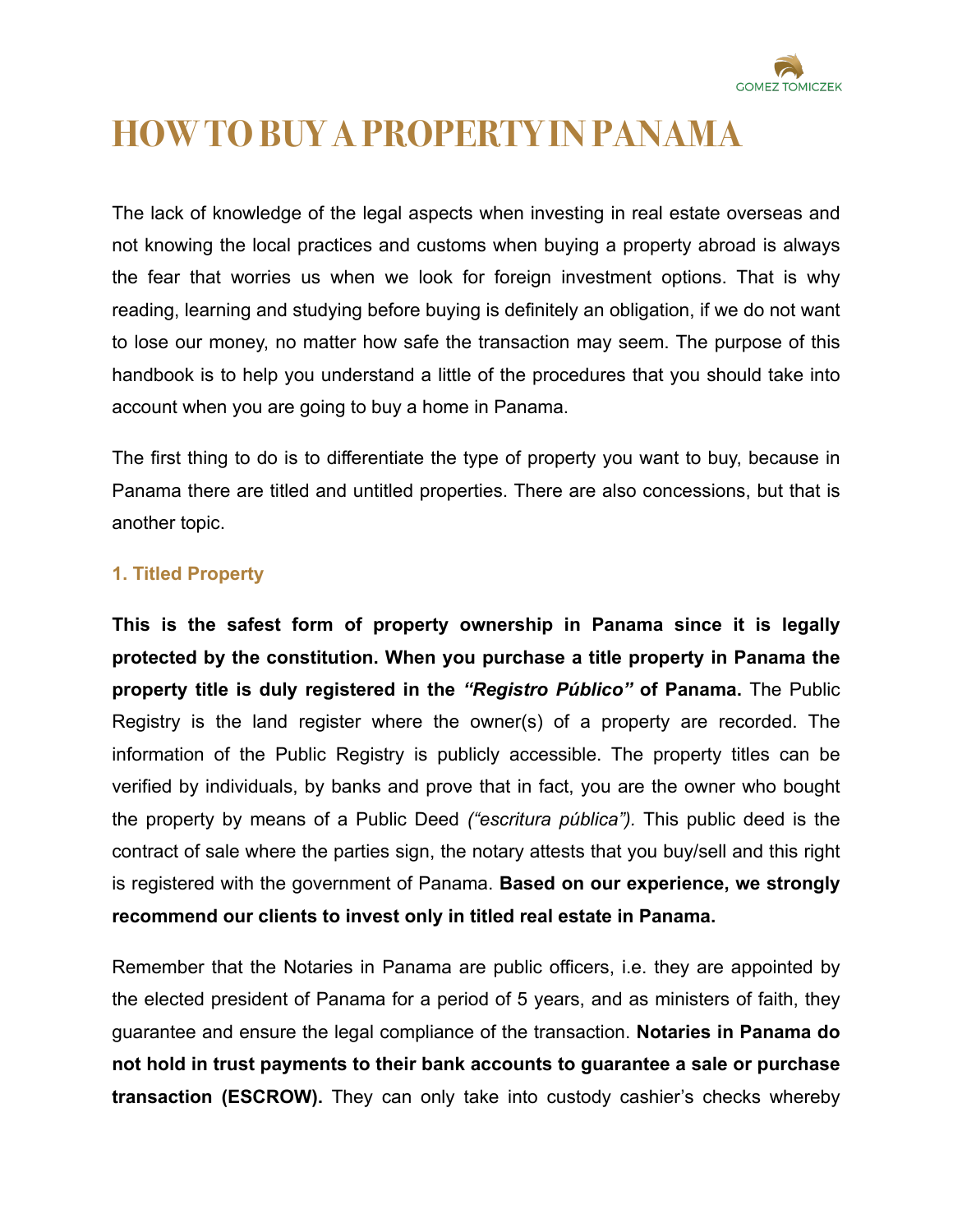# HOW TO BUY A PROPERTY IN PANAMA

The lack of knowledge of the legal aspects when investing in real estate overseas and not knowing the local practices and customs when buying a property abroad is always the fear that worries us when we look for foreign investment options. That is why reading, learning and studying before buying is definitely an obligation, if we do not want to lose our money, no matter how safe the transaction may seem. The purpose of this handbook is to help you understand a little of the procedures that you should take into account when you are going to buy a home in Panama.

The first thing to do is to differentiate the type of property you want to buy, because in Panama there are titled and untitled properties. There are also concessions, but that is another topic.

### 1. Titled Property

**This is the safest form of property ownership in Panama since it is legally protected by the constitution. When you purchase a title property in Panama the property title is duly registered in the *"Registro Público"* of Panama.** The Public Registry is the land register where the owner(s) of a property are recorded. The information of the Public Registry is publicly accessible. The property titles can be verified by individuals, by banks and prove that in fact, you are the owner who bought the property by means of a Public Deed *("escritura pública").* This public deed is the contract of sale where the parties sign, the notary attests that you buy/sell and this right is registered with the government of Panama. **Based on our experience, we strongly recommend our clients to invest only in titled real estate in Panama.**

Remember that the Notaries in Panama are public officers, i.e. they are appointed by the elected president of Panama for a period of 5 years, and as ministers of faith, they guarantee and ensure the legal compliance of the transaction. **Notaries in Panama do not hold in trust payments to their bank accounts to guarantee a sale or purchase transaction (ESCROW).** They can only take into custody cashier's checks whereby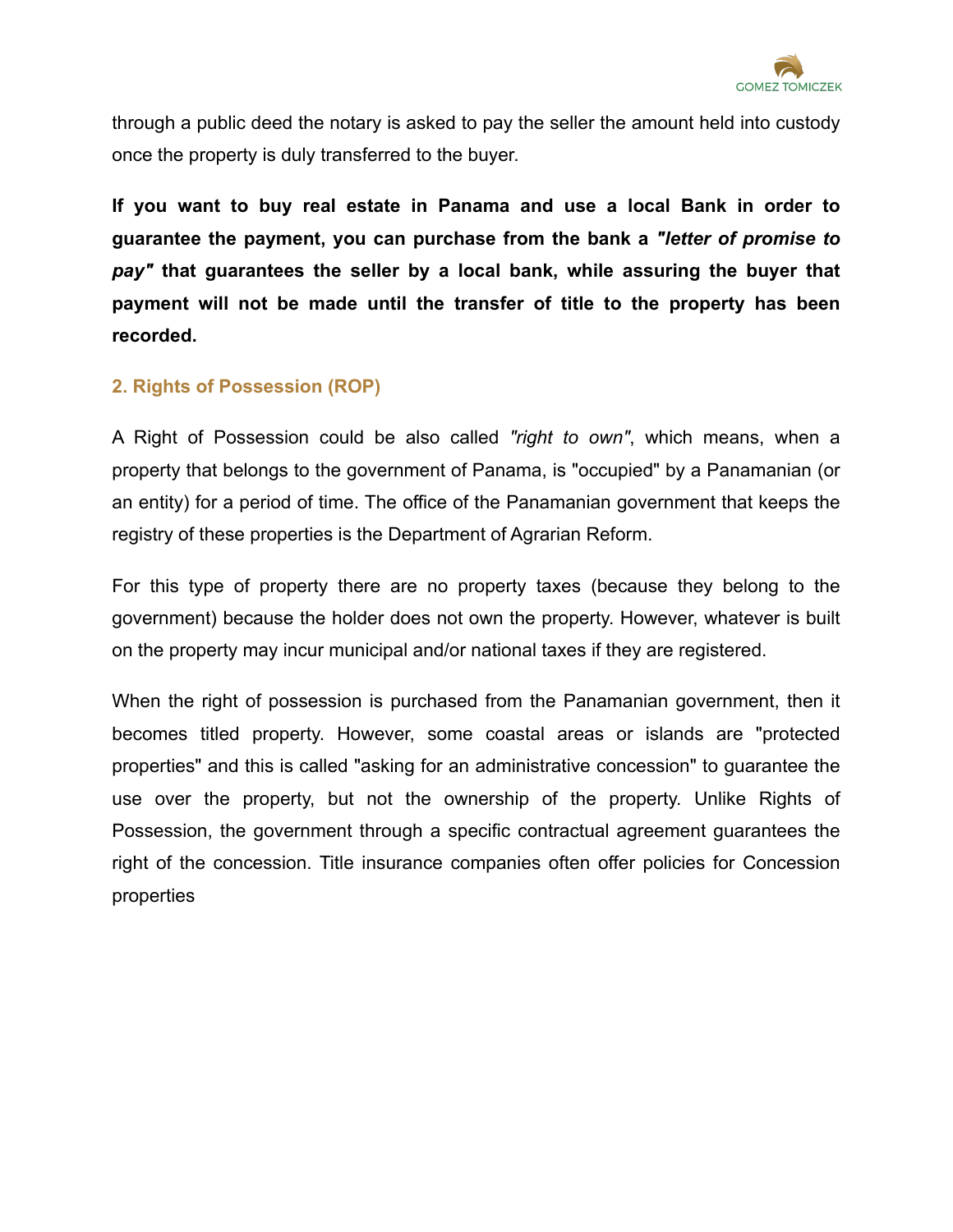through a public deed the notary is asked to pay the seller the amount held into custody once the property is duly transferred to the buyer.

**If you want to buy real estate in Panama and use a local Bank in order to guarantee the payment, you can purchase from the bank a *"letter of promise to pay"* that guarantees the seller by a local bank, while assuring the buyer that payment will not be made until the transfer of title to the property has been recorded.**

## 2. Rights of Possession (ROP)

A Right of Possession could be also called *"right to own"*, which means, when a property that belongs to the government of Panama, is "occupied" by a Panamanian (or an entity) for a period of time. The office of the Panamanian government that keeps the registry of these properties is the Department of Agrarian Reform.

For this type of property there are no property taxes (because they belong to the government) because the holder does not own the property. However, whatever is built on the property may incur municipal and/or national taxes if they are registered.

When the right of possession is purchased from the Panamanian government, then it becomes titled property. However, some coastal areas or islands are "protected properties" and this is called "asking for an administrative concession" to guarantee the use over the property, but not the ownership of the property. Unlike Rights of Possession, the government through a specific contractual agreement guarantees the right of the concession. Title insurance companies often offer policies for Concession properties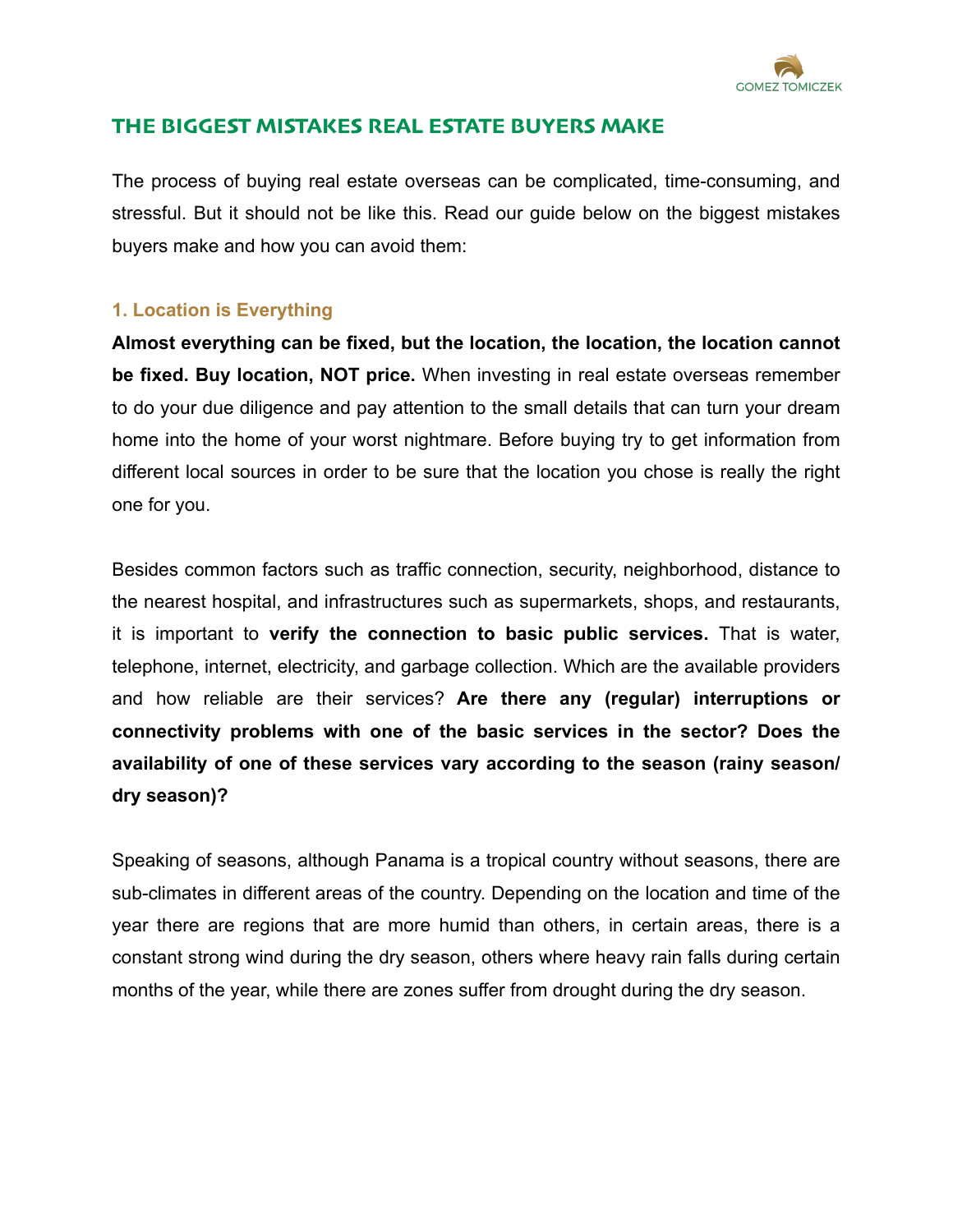## THE BIGGEST MISTAKES REAL ESTATE BUYERS MAKE

The process of buying real estate overseas can be complicated, time-consuming, and stressful. But it should not be like this. Read our guide below on the biggest mistakes buyers make and how you can avoid them:

### 1. Location is Everything

**Almost everything can be fixed, but the location, the location, the location cannot be fixed. Buy location, NOT price.** When investing in real estate overseas remember to do your due diligence and pay attention to the small details that can turn your dream home into the home of your worst nightmare. Before buying try to get information from different local sources in order to be sure that the location you chose is really the right one for you.

Besides common factors such as traffic connection, security, neighborhood, distance to the nearest hospital, and infrastructures such as supermarkets, shops, and restaurants, it is important to **verify the connection to basic public services.** That is water, telephone, internet, electricity, and garbage collection. Which are the available providers and how reliable are their services? **Are there any (regular) interruptions or connectivity problems with one of the basic services in the sector? Does the availability of one of these services vary according to the season (rainy season/ dry season)?**

Speaking of seasons, although Panama is a tropical country without seasons, there are sub-climates in different areas of the country. Depending on the location and time of the year there are regions that are more humid than others, in certain areas, there is a constant strong wind during the dry season, others where heavy rain falls during certain months of the year, while there are zones suffer from drought during the dry season.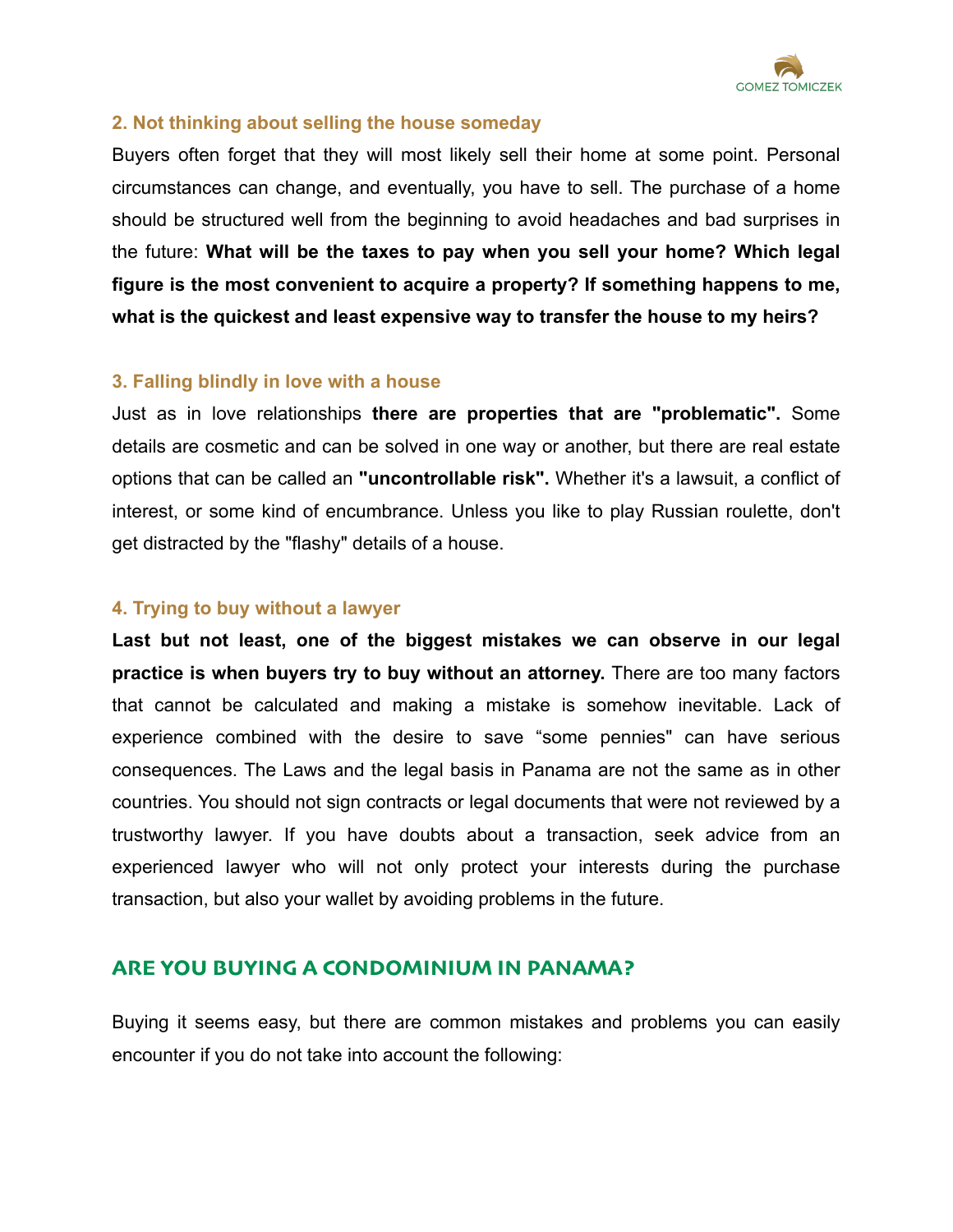### 2. Not thinking about selling the house someday

Buyers often forget that they will most likely sell their home at some point. Personal circumstances can change, and eventually, you have to sell. The purchase of a home should be structured well from the beginning to avoid headaches and bad surprises in the future: **What will be the taxes to pay when you sell your home? Which legal figure is the most convenient to acquire a property? If something happens to me, what is the quickest and least expensive way to transfer the house to my heirs?**

### 3. Falling blindly in love with a house

Just as in love relationships **there are properties that are "problematic".** Some details are cosmetic and can be solved in one way or another, but there are real estate options that can be called an **"uncontrollable risk".** Whether it's a lawsuit, a conflict of interest, or some kind of encumbrance. Unless you like to play Russian roulette, don't get distracted by the "flashy" details of a house.

### 4. Trying to buy without a lawyer

**Last but not least, one of the biggest mistakes we can observe in our legal practice is when buyers try to buy without an attorney.** There are too many factors that cannot be calculated and making a mistake is somehow inevitable. Lack of experience combined with the desire to save “some pennies" can have serious consequences. The Laws and the legal basis in Panama are not the same as in other countries. You should not sign contracts or legal documents that were not reviewed by a trustworthy lawyer. If you have doubts about a transaction, seek advice from an experienced lawyer who will not only protect your interests during the purchase transaction, but also your wallet by avoiding problems in the future.

## ARE YOU BUYING A CONDOMINIUM IN PANAMA?

Buying it seems easy, but there are common mistakes and problems you can easily encounter if you do not take into account the following: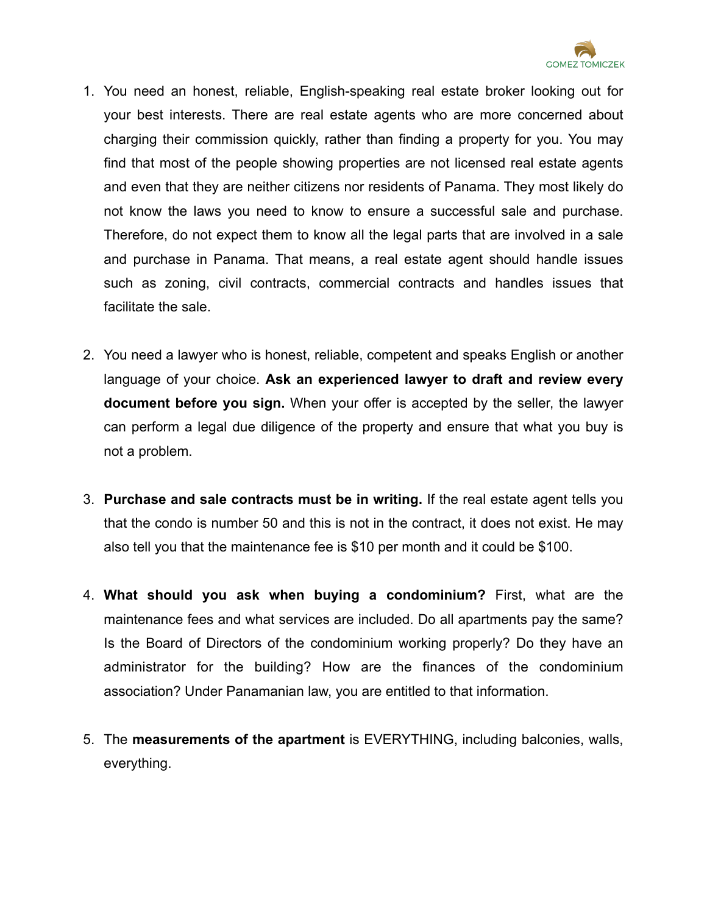1. You need an honest, reliable, English-speaking real estate broker looking out for your best interests. There are real estate agents who are more concerned about charging their commission quickly, rather than finding a property for you. You may find that most of the people showing properties are not licensed real estate agents and even that they are neither citizens nor residents of Panama. They most likely do not know the laws you need to know to ensure a successful sale and purchase. Therefore, do not expect them to know all the legal parts that are involved in a sale and purchase in Panama. That means, a real estate agent should handle issues such as zoning, civil contracts, commercial contracts and handles issues that facilitate the sale.

2. You need a lawyer who is honest, reliable, competent and speaks English or another language of your choice. **Ask an experienced lawyer to draft and review every document before you sign.** When your offer is accepted by the seller, the lawyer can perform a legal due diligence of the property and ensure that what you buy is not a problem.

3. **Purchase and sale contracts must be in writing.** If the real estate agent tells you that the condo is number 50 and this is not in the contract, it does not exist. He may also tell you that the maintenance fee is $10 per month and it could be $100.

4. **What should you ask when buying a condominium?** First, what are the maintenance fees and what services are included. Do all apartments pay the same? Is the Board of Directors of the condominium working properly? Do they have an administrator for the building? How are the finances of the condominium association? Under Panamanian law, you are entitled to that information.

5. The **measurements of the apartment** is EVERYTHING, including balconies, walls, everything.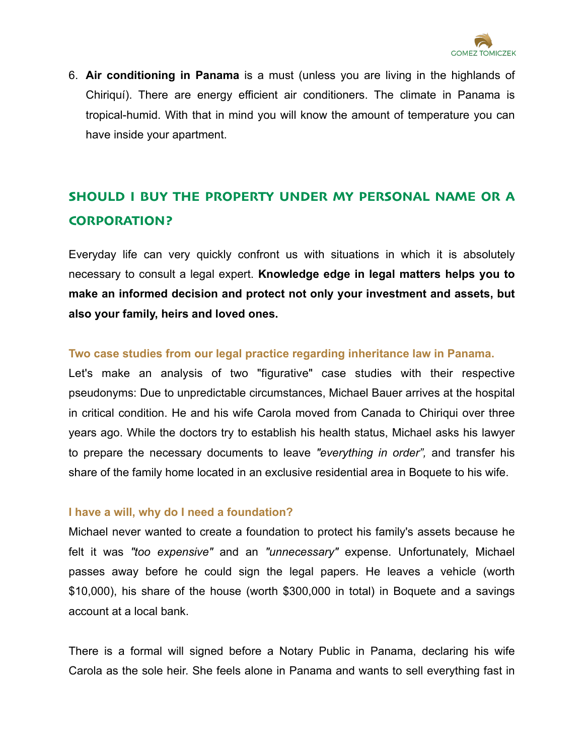6. **Air conditioning in Panama** is a must (unless you are living in the highlands of Chiriquí). There are energy efficient air conditioners. The climate in Panama is tropical-humid. With that in mind you will know the amount of temperature you can have inside your apartment.

## SHOULD I BUY THE PROPERTY UNDER MY PERSONAL NAME OR A CORPORATION?

Everyday life can very quickly confront us with situations in which it is absolutely necessary to consult a legal expert. **Knowledge edge in legal matters helps you to make an informed decision and protect not only your investment and assets, but also your family, heirs and loved ones.**

### Two case studies from our legal practice regarding inheritance law in Panama.

Let's make an analysis of two "figurative" case studies with their respective pseudonyms: Due to unpredictable circumstances, Michael Bauer arrives at the hospital in critical condition. He and his wife Carola moved from Canada to Chiriqui over three years ago. While the doctors try to establish his health status, Michael asks his lawyer to prepare the necessary documents to leave *"everything in order",* and transfer his share of the family home located in an exclusive residential area in Boquete to his wife.

### I have a will, why do I need a foundation?

Michael never wanted to create a foundation to protect his family's assets because he felt it was *"too expensive"* and an *"unnecessary"* expense. Unfortunately, Michael passes away before he could sign the legal papers. He leaves a vehicle (worth $10,000), his share of the house (worth $300,000 in total) in Boquete and a savings account at a local bank.

There is a formal will signed before a Notary Public in Panama, declaring his wife Carola as the sole heir. She feels alone in Panama and wants to sell everything fast in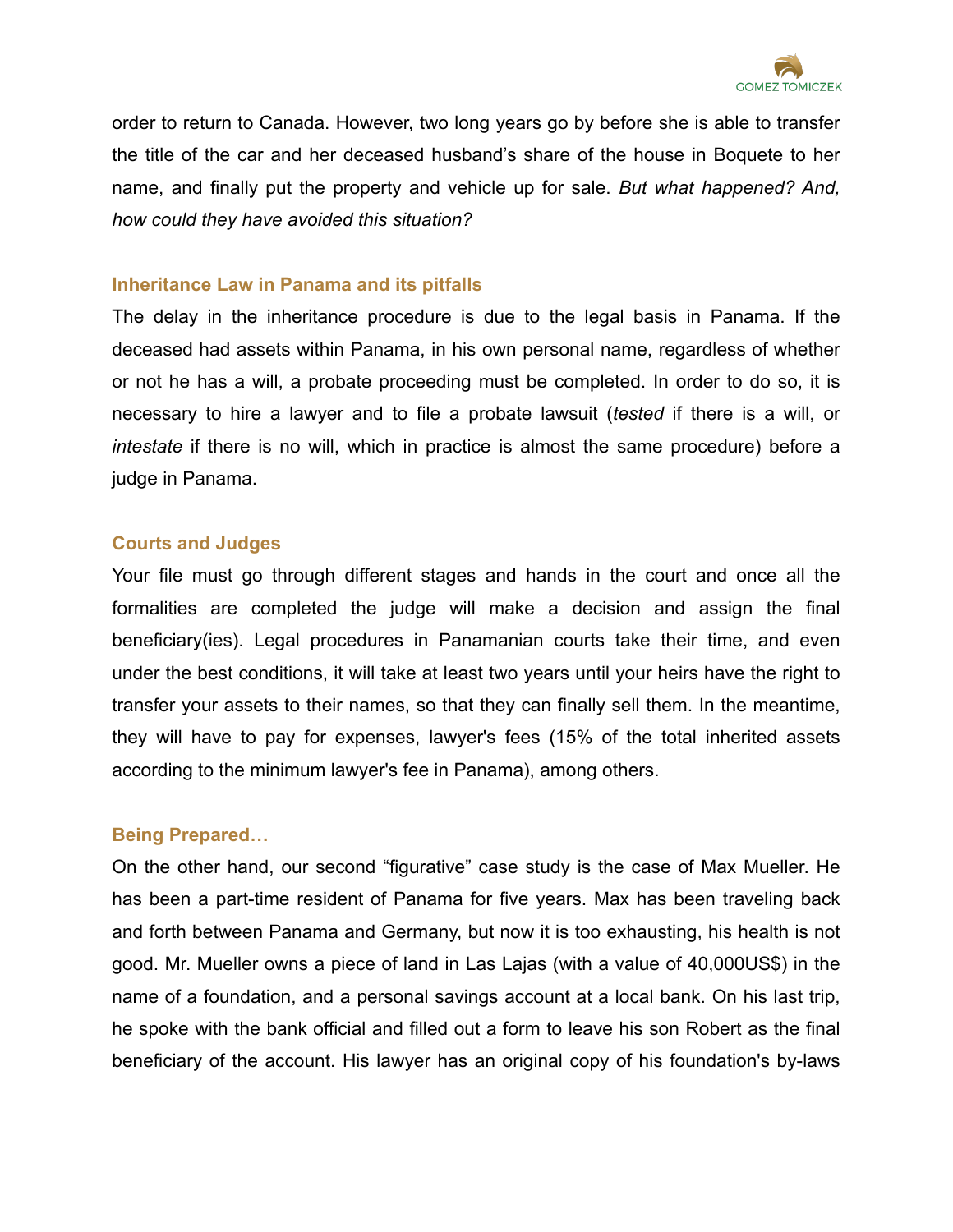order to return to Canada. However, two long years go by before she is able to transfer the title of the car and her deceased husband's share of the house in Boquete to her name, and finally put the property and vehicle up for sale. *But what happened? And, how could they have avoided this situation?*

## Inheritance Law in Panama and its pitfalls

The delay in the inheritance procedure is due to the legal basis in Panama. If the deceased had assets within Panama, in his own personal name, regardless of whether or not he has a will, a probate proceeding must be completed. In order to do so, it is necessary to hire a lawyer and to file a probate lawsuit (*tested* if there is a will, or *intestate* if there is no will, which in practice is almost the same procedure) before a judge in Panama.

## Courts and Judges

Your file must go through different stages and hands in the court and once all the formalities are completed the judge will make a decision and assign the final beneficiary(ies). Legal procedures in Panamanian courts take their time, and even under the best conditions, it will take at least two years until your heirs have the right to transfer your assets to their names, so that they can finally sell them. In the meantime, they will have to pay for expenses, lawyer's fees (15% of the total inherited assets according to the minimum lawyer's fee in Panama), among others.

## Being Prepared…

On the other hand, our second "figurative" case study is the case of Max Mueller. He has been a part-time resident of Panama for five years. Max has been traveling back and forth between Panama and Germany, but now it is too exhausting, his health is not good. Mr. Mueller owns a piece of land in Las Lajas (with a value of 40,000US$) in the name of a foundation, and a personal savings account at a local bank. On his last trip, he spoke with the bank official and filled out a form to leave his son Robert as the final beneficiary of the account. His lawyer has an original copy of his foundation's by-laws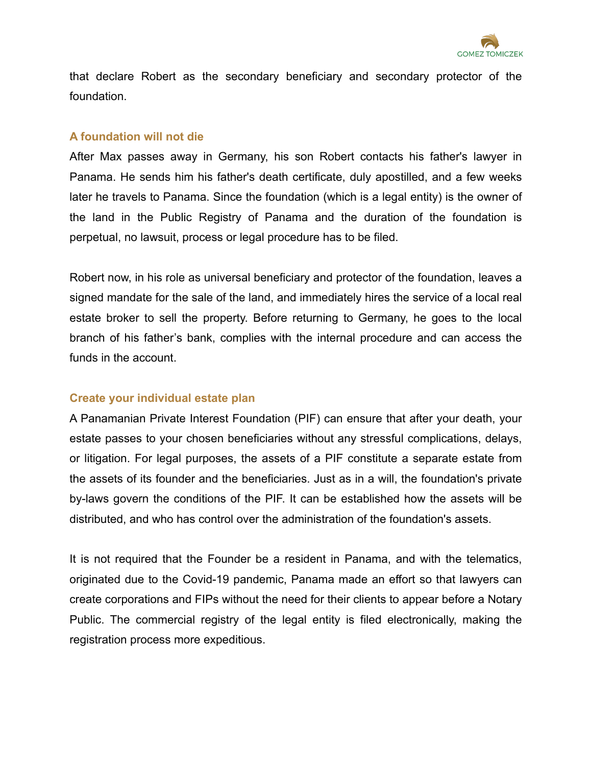that declare Robert as the secondary beneficiary and secondary protector of the foundation.

## A foundation will not die

After Max passes away in Germany, his son Robert contacts his father's lawyer in Panama. He sends him his father's death certificate, duly apostilled, and a few weeks later he travels to Panama. Since the foundation (which is a legal entity) is the owner of the land in the Public Registry of Panama and the duration of the foundation is perpetual, no lawsuit, process or legal procedure has to be filed.

Robert now, in his role as universal beneficiary and protector of the foundation, leaves a signed mandate for the sale of the land, and immediately hires the service of a local real estate broker to sell the property. Before returning to Germany, he goes to the local branch of his father's bank, complies with the internal procedure and can access the funds in the account.

## Create your individual estate plan

A Panamanian Private Interest Foundation (PIF) can ensure that after your death, your estate passes to your chosen beneficiaries without any stressful complications, delays, or litigation. For legal purposes, the assets of a PIF constitute a separate estate from the assets of its founder and the beneficiaries. Just as in a will, the foundation's private by-laws govern the conditions of the PIF. It can be established how the assets will be distributed, and who has control over the administration of the foundation's assets.

It is not required that the Founder be a resident in Panama, and with the telematics, originated due to the Covid-19 pandemic, Panama made an effort so that lawyers can create corporations and FIPs without the need for their clients to appear before a Notary Public. The commercial registry of the legal entity is filed electronically, making the registration process more expeditious.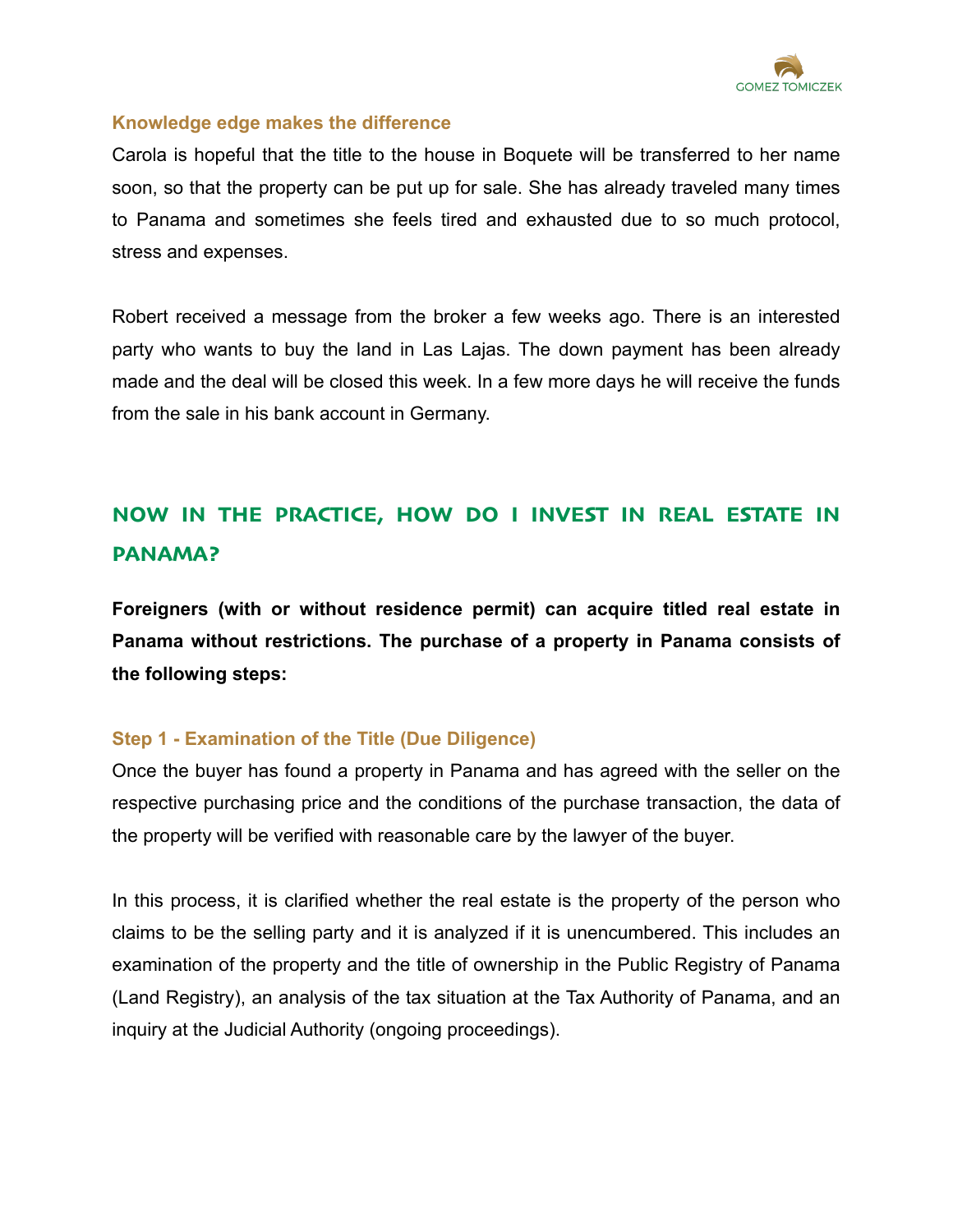### Knowledge edge makes the difference

Carola is hopeful that the title to the house in Boquete will be transferred to her name soon, so that the property can be put up for sale. She has already traveled many times to Panama and sometimes she feels tired and exhausted due to so much protocol, stress and expenses.

Robert received a message from the broker a few weeks ago. There is an interested party who wants to buy the land in Las Lajas. The down payment has been already made and the deal will be closed this week. In a few more days he will receive the funds from the sale in his bank account in Germany.

## NOW IN THE PRACTICE, HOW DO I INVEST IN REAL ESTATE IN PANAMA?

**Foreigners (with or without residence permit) can acquire titled real estate in Panama without restrictions. The purchase of a property in Panama consists of the following steps:**

### Step 1 - Examination of the Title (Due Diligence)

Once the buyer has found a property in Panama and has agreed with the seller on the respective purchasing price and the conditions of the purchase transaction, the data of the property will be verified with reasonable care by the lawyer of the buyer.

In this process, it is clarified whether the real estate is the property of the person who claims to be the selling party and it is analyzed if it is unencumbered. This includes an examination of the property and the title of ownership in the Public Registry of Panama (Land Registry), an analysis of the tax situation at the Tax Authority of Panama, and an inquiry at the Judicial Authority (ongoing proceedings).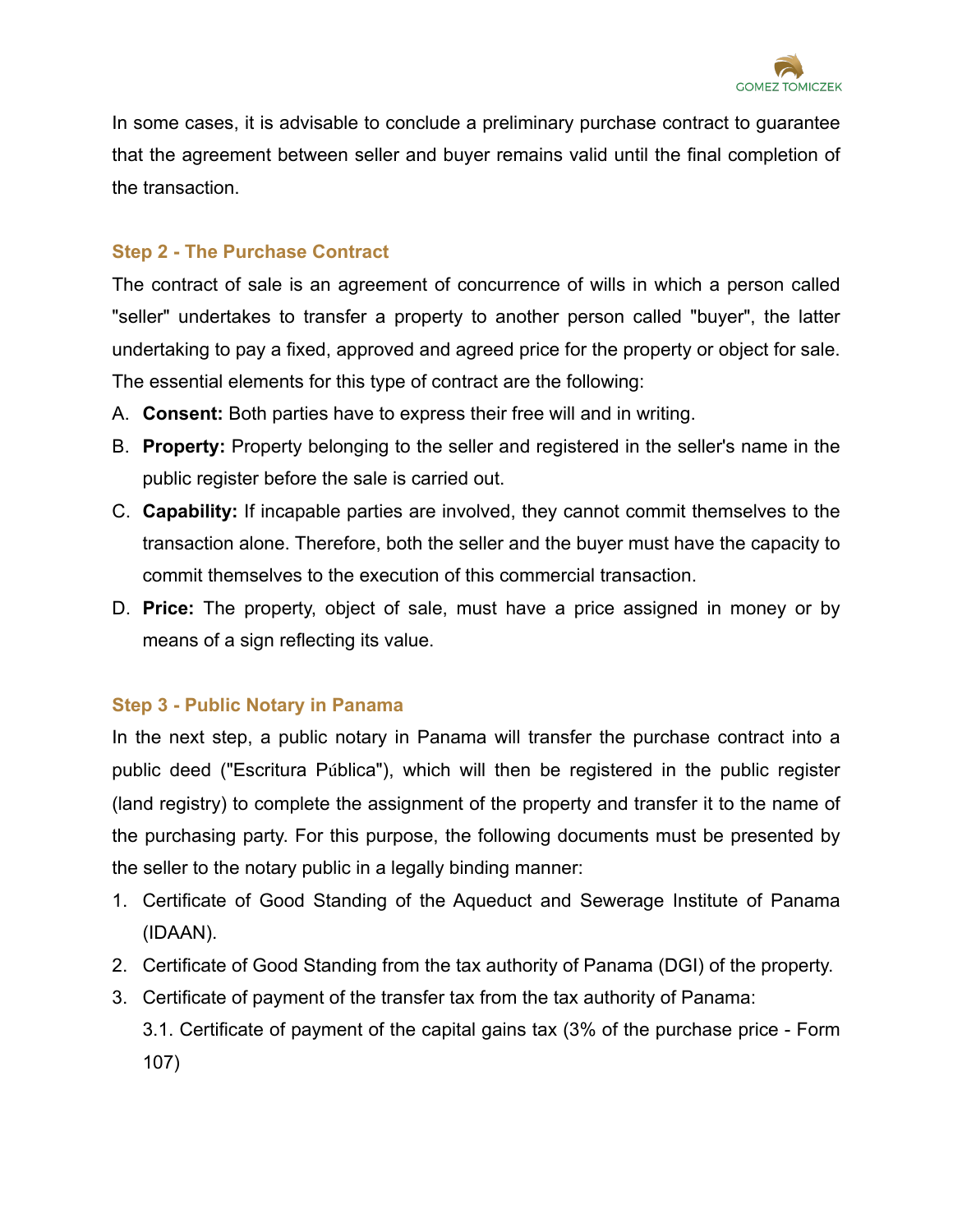In some cases, it is advisable to conclude a preliminary purchase contract to guarantee that the agreement between seller and buyer remains valid until the final completion of the transaction.

### Step 2 - The Purchase Contract

The contract of sale is an agreement of concurrence of wills in which a person called "seller" undertakes to transfer a property to another person called "buyer", the latter undertaking to pay a fixed, approved and agreed price for the property or object for sale. The essential elements for this type of contract are the following:

A. **Consent:** Both parties have to express their free will and in writing.
B. **Property:** Property belonging to the seller and registered in the seller's name in the public register before the sale is carried out.
C. **Capability:** If incapable parties are involved, they cannot commit themselves to the transaction alone. Therefore, both the seller and the buyer must have the capacity to commit themselves to the execution of this commercial transaction.
D. **Price:** The property, object of sale, must have a price assigned in money or by means of a sign reflecting its value.

### Step 3 - Public Notary in Panama

In the next step, a public notary in Panama will transfer the purchase contract into a public deed ("Escritura Pública"), which will then be registered in the public register (land registry) to complete the assignment of the property and transfer it to the name of the purchasing party. For this purpose, the following documents must be presented by the seller to the notary public in a legally binding manner:

1. Certificate of Good Standing of the Aqueduct and Sewerage Institute of Panama (IDAAN).
2. Certificate of Good Standing from the tax authority of Panama (DGI) of the property.
3. Certificate of payment of the transfer tax from the tax authority of Panama:
   3.1. Certificate of payment of the capital gains tax (3% of the purchase price - Form 107)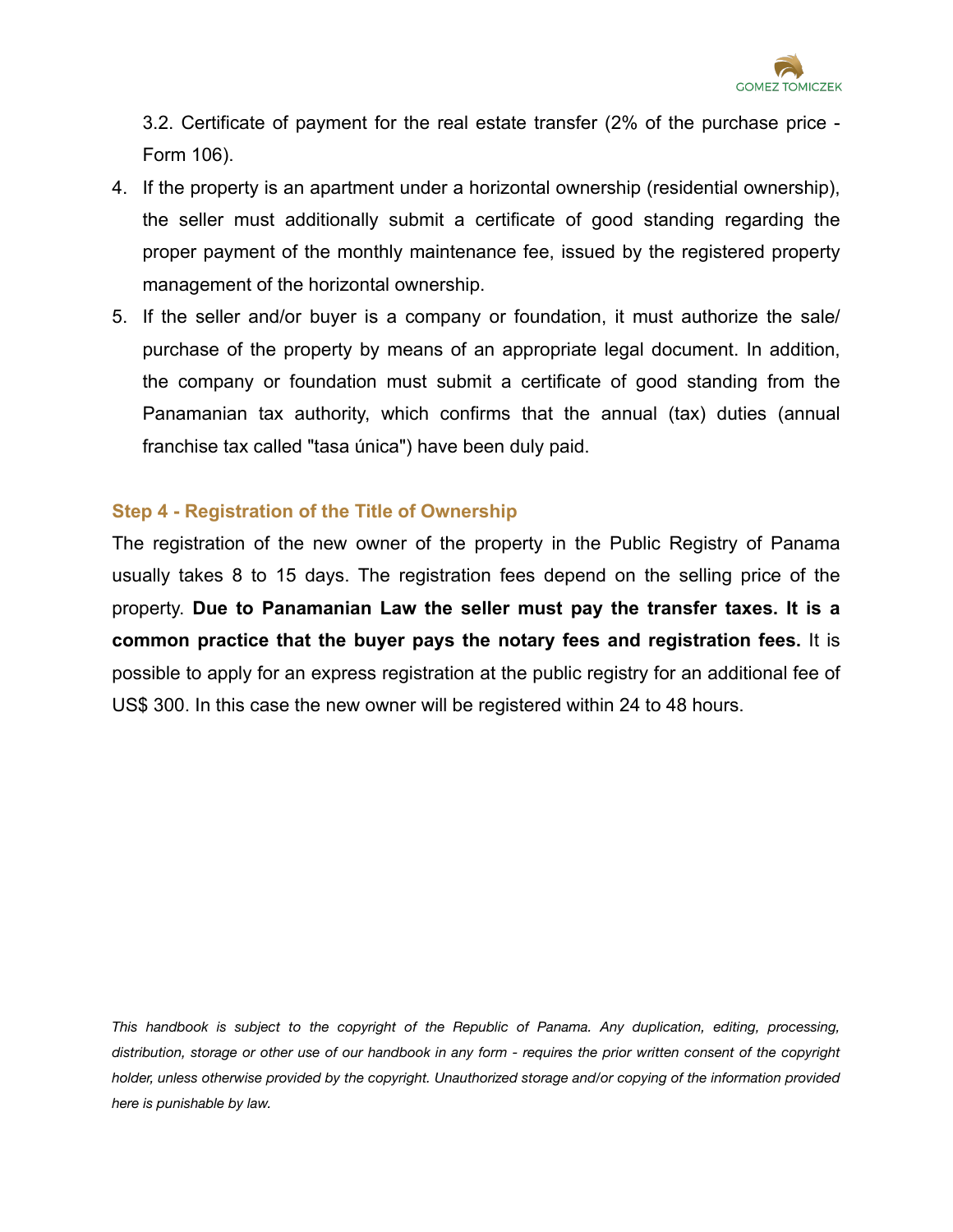3.2. Certificate of payment for the real estate transfer (2% of the purchase price - Form 106).

4. If the property is an apartment under a horizontal ownership (residential ownership), the seller must additionally submit a certificate of good standing regarding the proper payment of the monthly maintenance fee, issued by the registered property management of the horizontal ownership.
5. If the seller and/or buyer is a company or foundation, it must authorize the sale/ purchase of the property by means of an appropriate legal document. In addition, the company or foundation must submit a certificate of good standing from the Panamanian tax authority, which confirms that the annual (tax) duties (annual franchise tax called "tasa única") have been duly paid.

### Step 4 - Registration of the Title of Ownership

The registration of the new owner of the property in the Public Registry of Panama usually takes 8 to 15 days. The registration fees depend on the selling price of the property. **Due to Panamanian Law the seller must pay the transfer taxes. It is a common practice that the buyer pays the notary fees and registration fees.** It is possible to apply for an express registration at the public registry for an additional fee of US$ 300. In this case the new owner will be registered within 24 to 48 hours.

*This handbook is subject to the copyright of the Republic of Panama. Any duplication, editing, processing, distribution, storage or other use of our handbook in any form - requires the prior written consent of the copyright holder, unless otherwise provided by the copyright. Unauthorized storage and/or copying of the information provided here is punishable by law.*